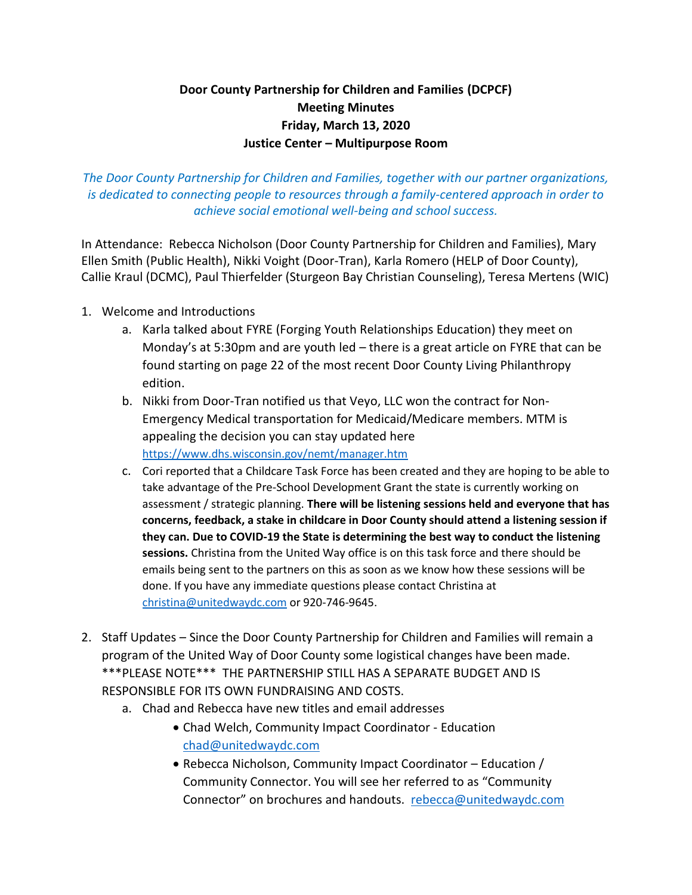# Door County Partnership for Children and Families (DCPCF)
## Meeting Minutes
## Friday, March 13, 2020
## Justice Center – Multipurpose Room

*The Door County Partnership for Children and Families, together with our partner organizations, is dedicated to connecting people to resources through a family-centered approach in order to achieve social emotional well-being and school success.*

In Attendance: Rebecca Nicholson (Door County Partnership for Children and Families), Mary Ellen Smith (Public Health), Nikki Voight (Door-Tran), Karla Romero (HELP of Door County), Callie Kraul (DCMC), Paul Thierfelder (Sturgeon Bay Christian Counseling), Teresa Mertens (WIC)

1. Welcome and Introductions
   a. Karla talked about FYRE (Forging Youth Relationships Education) they meet on Monday's at 5:30pm and are youth led – there is a great article on FYRE that can be found starting on page 22 of the most recent Door County Living Philanthropy edition.
   b. Nikki from Door-Tran notified us that Veyo, LLC won the contract for Non-Emergency Medical transportation for Medicaid/Medicare members. MTM is appealing the decision you can stay updated here https://www.dhs.wisconsin.gov/nemt/manager.htm
   c. Cori reported that a Childcare Task Force has been created and they are hoping to be able to take advantage of the Pre-School Development Grant the state is currently working on assessment / strategic planning. **There will be listening sessions held and everyone that has concerns, feedback, a stake in childcare in Door County should attend a listening session if they can. Due to COVID-19 the State is determining the best way to conduct the listening sessions.** Christina from the United Way office is on this task force and there should be emails being sent to the partners on this as soon as we know how these sessions will be done. If you have any immediate questions please contact Christina at christina@unitedwaydc.com or 920-746-9645.

2. Staff Updates – Since the Door County Partnership for Children and Families will remain a program of the United Way of Door County some logistical changes have been made. ***PLEASE NOTE*** THE PARTNERSHIP STILL HAS A SEPARATE BUDGET AND IS RESPONSIBLE FOR ITS OWN FUNDRAISING AND COSTS.
   a. Chad and Rebecca have new titles and email addresses
      - Chad Welch, Community Impact Coordinator - Education chad@unitedwaydc.com
      - Rebecca Nicholson, Community Impact Coordinator – Education / Community Connector. You will see her referred to as "Community Connector" on brochures and handouts. rebecca@unitedwaydc.com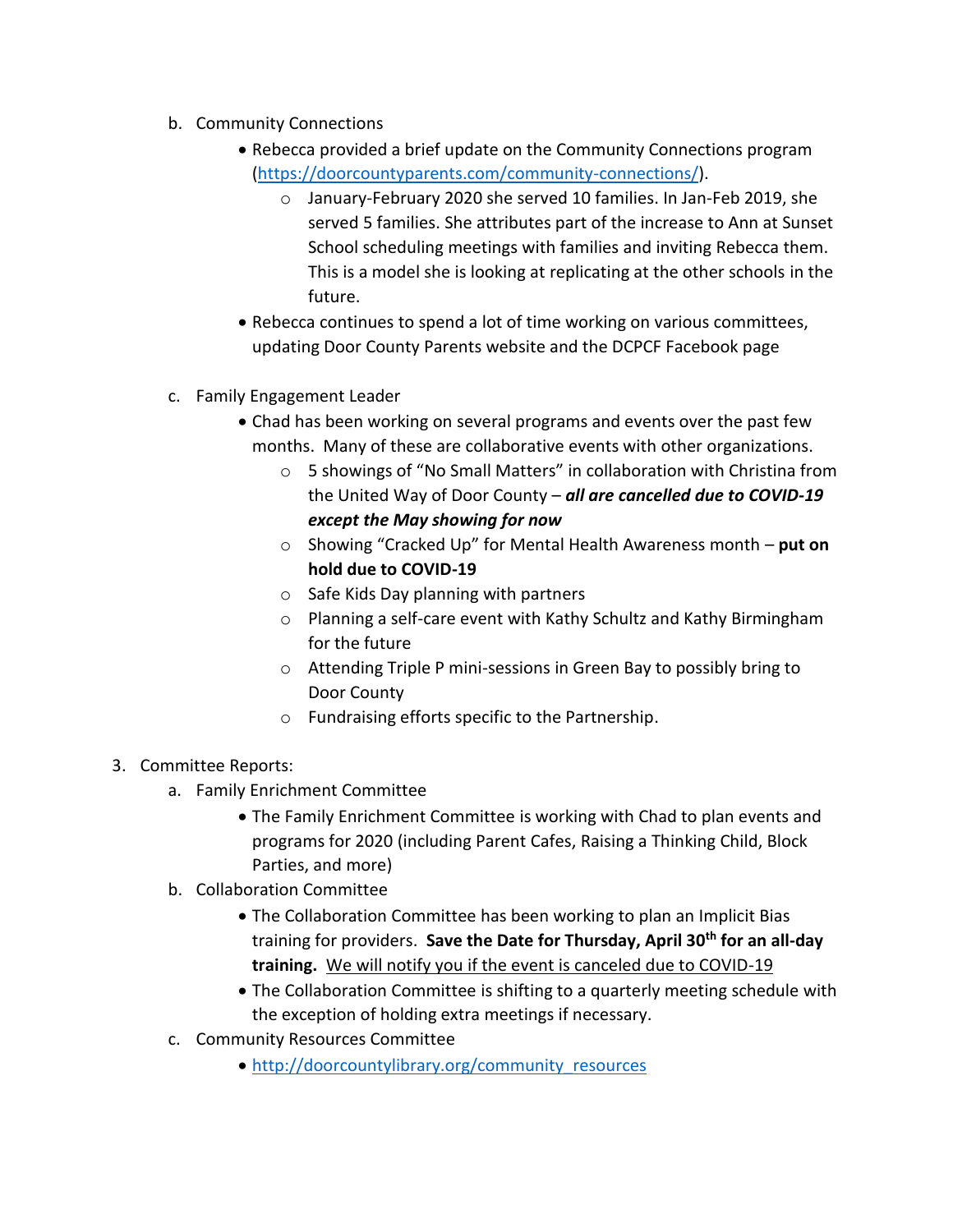b. Community Connections
   - Rebecca provided a brief update on the Community Connections program (https://doorcountyparents.com/community-connections/).
     - January-February 2020 she served 10 families. In Jan-Feb 2019, she served 5 families. She attributes part of the increase to Ann at Sunset School scheduling meetings with families and inviting Rebecca them. This is a model she is looking at replicating at the other schools in the future.
   - Rebecca continues to spend a lot of time working on various committees, updating Door County Parents website and the DCPCF Facebook page

c. Family Engagement Leader
   - Chad has been working on several programs and events over the past few months. Many of these are collaborative events with other organizations.
     - 5 showings of "No Small Matters" in collaboration with Christina from the United Way of Door County – ***all are cancelled due to COVID-19 except the May showing for now***
     - Showing "Cracked Up" for Mental Health Awareness month – **put on hold due to COVID-19**
     - Safe Kids Day planning with partners
     - Planning a self-care event with Kathy Schultz and Kathy Birmingham for the future
     - Attending Triple P mini-sessions in Green Bay to possibly bring to Door County
     - Fundraising efforts specific to the Partnership.

3. Committee Reports:
   a. Family Enrichment Committee
      - The Family Enrichment Committee is working with Chad to plan events and programs for 2020 (including Parent Cafes, Raising a Thinking Child, Block Parties, and more)
   b. Collaboration Committee
      - The Collaboration Committee has been working to plan an Implicit Bias training for providers. **Save the Date for Thursday, April 30th for an all-day training.** <u>We will notify you if the event is canceled due to COVID-19</u>
      - The Collaboration Committee is shifting to a quarterly meeting schedule with the exception of holding extra meetings if necessary.
   c. Community Resources Committee
      - http://doorcountylibrary.org/community_resources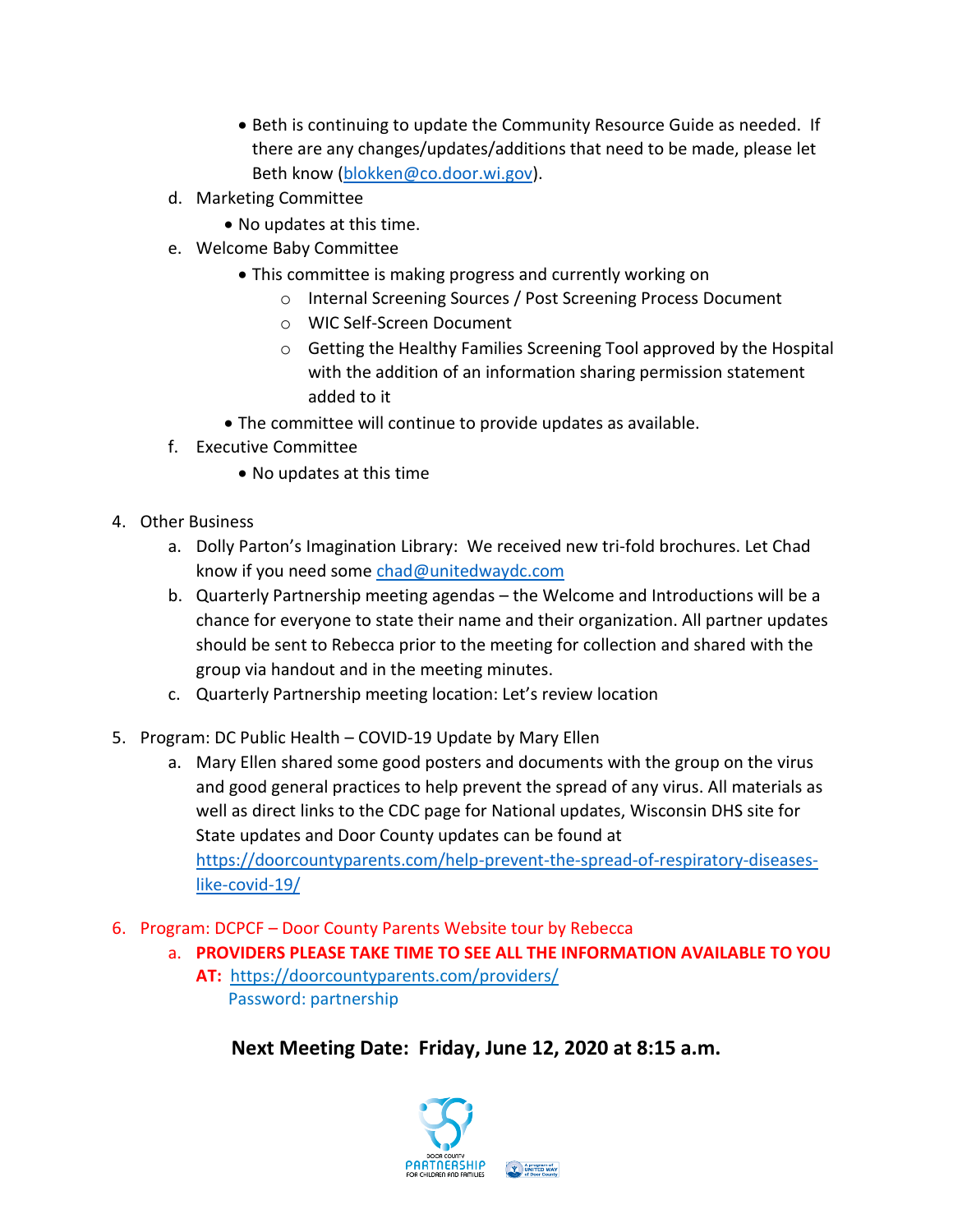- Beth is continuing to update the Community Resource Guide as needed. If there are any changes/updates/additions that need to be made, please let Beth know (blokken@co.door.wi.gov).

d. Marketing Committee
   - No updates at this time.

e. Welcome Baby Committee
   - This committee is making progress and currently working on
     - Internal Screening Sources / Post Screening Process Document
     - WIC Self-Screen Document
     - Getting the Healthy Families Screening Tool approved by the Hospital with the addition of an information sharing permission statement added to it
   - The committee will continue to provide updates as available.

f. Executive Committee
   - No updates at this time

4. Other Business
   a. Dolly Parton's Imagination Library: We received new tri-fold brochures. Let Chad know if you need some chad@unitedwaydc.com
   b. Quarterly Partnership meeting agendas – the Welcome and Introductions will be a chance for everyone to state their name and their organization. All partner updates should be sent to Rebecca prior to the meeting for collection and shared with the group via handout and in the meeting minutes.
   c. Quarterly Partnership meeting location: Let's review location

5. Program: DC Public Health – COVID-19 Update by Mary Ellen
   a. Mary Ellen shared some good posters and documents with the group on the virus and good general practices to help prevent the spread of any virus. All materials as well as direct links to the CDC page for National updates, Wisconsin DHS site for State updates and Door County updates can be found at https://doorcountyparents.com/help-prevent-the-spread-of-respiratory-diseases-like-covid-19/

6. Program: DCPCF – Door County Parents Website tour by Rebecca
   a. **PROVIDERS PLEASE TAKE TIME TO SEE ALL THE INFORMATION AVAILABLE TO YOU AT:** https://doorcountyparents.com/providers/
      Password: partnership

**Next Meeting Date: Friday, June 12, 2020 at 8:15 a.m.**

DOOR COUNTY PARTNERSHIP FOR CHILDREN AND FAMILIES

A program of UNITED WAY of Door County